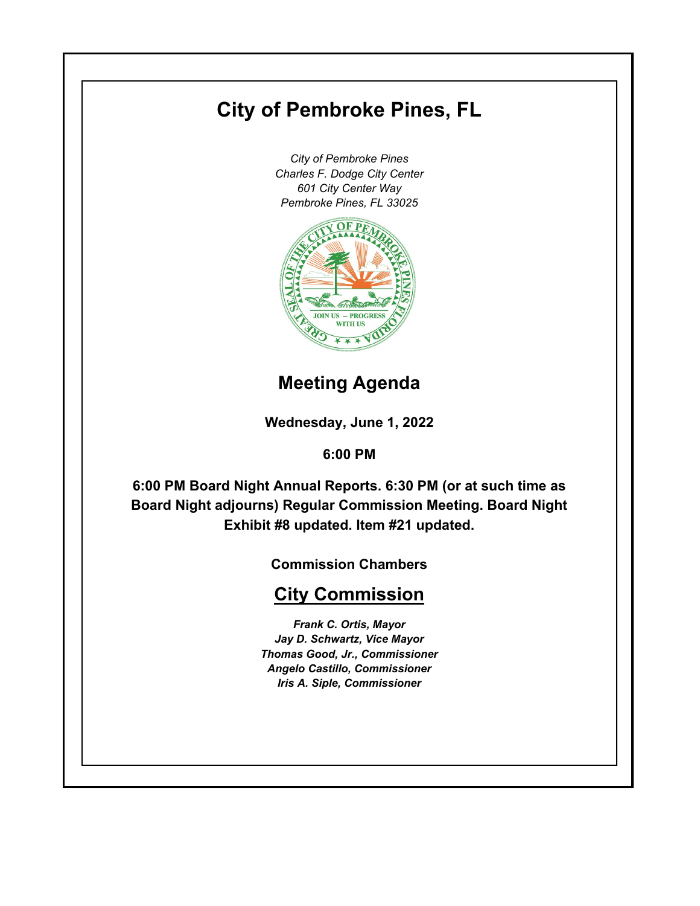# City of Pembroke Pines, FL

*City of Pembroke Pines*
*Charles F. Dodge City Center*
*601 City Center Way*
*Pembroke Pines, FL 33025*

## Meeting Agenda

**Wednesday, June 1, 2022**

**6:00 PM**

**6:00 PM Board Night Annual Reports. 6:30 PM (or at such time as Board Night adjourns) Regular Commission Meeting. Board Night Exhibit #8 updated. Item #21 updated.**

**Commission Chambers**

## City Commission

***Frank C. Ortis, Mayor***
***Jay D. Schwartz, Vice Mayor***
***Thomas Good, Jr., Commissioner***
***Angelo Castillo, Commissioner***
***Iris A. Siple, Commissioner***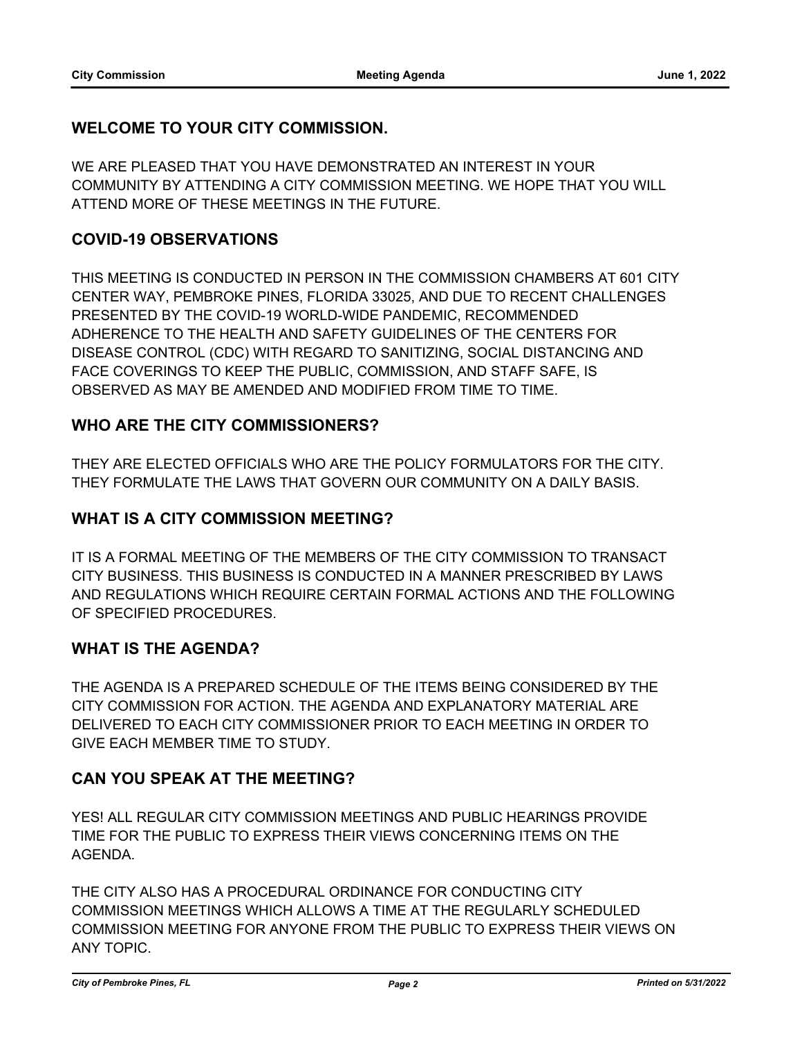## WELCOME TO YOUR CITY COMMISSION.

WE ARE PLEASED THAT YOU HAVE DEMONSTRATED AN INTEREST IN YOUR COMMUNITY BY ATTENDING A CITY COMMISSION MEETING. WE HOPE THAT YOU WILL ATTEND MORE OF THESE MEETINGS IN THE FUTURE.

## COVID-19 OBSERVATIONS

THIS MEETING IS CONDUCTED IN PERSON IN THE COMMISSION CHAMBERS AT 601 CITY CENTER WAY, PEMBROKE PINES, FLORIDA 33025, AND DUE TO RECENT CHALLENGES PRESENTED BY THE COVID-19 WORLD-WIDE PANDEMIC, RECOMMENDED ADHERENCE TO THE HEALTH AND SAFETY GUIDELINES OF THE CENTERS FOR DISEASE CONTROL (CDC) WITH REGARD TO SANITIZING, SOCIAL DISTANCING AND FACE COVERINGS TO KEEP THE PUBLIC, COMMISSION, AND STAFF SAFE, IS OBSERVED AS MAY BE AMENDED AND MODIFIED FROM TIME TO TIME.

## WHO ARE THE CITY COMMISSIONERS?

THEY ARE ELECTED OFFICIALS WHO ARE THE POLICY FORMULATORS FOR THE CITY. THEY FORMULATE THE LAWS THAT GOVERN OUR COMMUNITY ON A DAILY BASIS.

## WHAT IS A CITY COMMISSION MEETING?

IT IS A FORMAL MEETING OF THE MEMBERS OF THE CITY COMMISSION TO TRANSACT CITY BUSINESS. THIS BUSINESS IS CONDUCTED IN A MANNER PRESCRIBED BY LAWS AND REGULATIONS WHICH REQUIRE CERTAIN FORMAL ACTIONS AND THE FOLLOWING OF SPECIFIED PROCEDURES.

## WHAT IS THE AGENDA?

THE AGENDA IS A PREPARED SCHEDULE OF THE ITEMS BEING CONSIDERED BY THE CITY COMMISSION FOR ACTION. THE AGENDA AND EXPLANATORY MATERIAL ARE DELIVERED TO EACH CITY COMMISSIONER PRIOR TO EACH MEETING IN ORDER TO GIVE EACH MEMBER TIME TO STUDY.

## CAN YOU SPEAK AT THE MEETING?

YES! ALL REGULAR CITY COMMISSION MEETINGS AND PUBLIC HEARINGS PROVIDE TIME FOR THE PUBLIC TO EXPRESS THEIR VIEWS CONCERNING ITEMS ON THE AGENDA.

THE CITY ALSO HAS A PROCEDURAL ORDINANCE FOR CONDUCTING CITY COMMISSION MEETINGS WHICH ALLOWS A TIME AT THE REGULARLY SCHEDULED COMMISSION MEETING FOR ANYONE FROM THE PUBLIC TO EXPRESS THEIR VIEWS ON ANY TOPIC.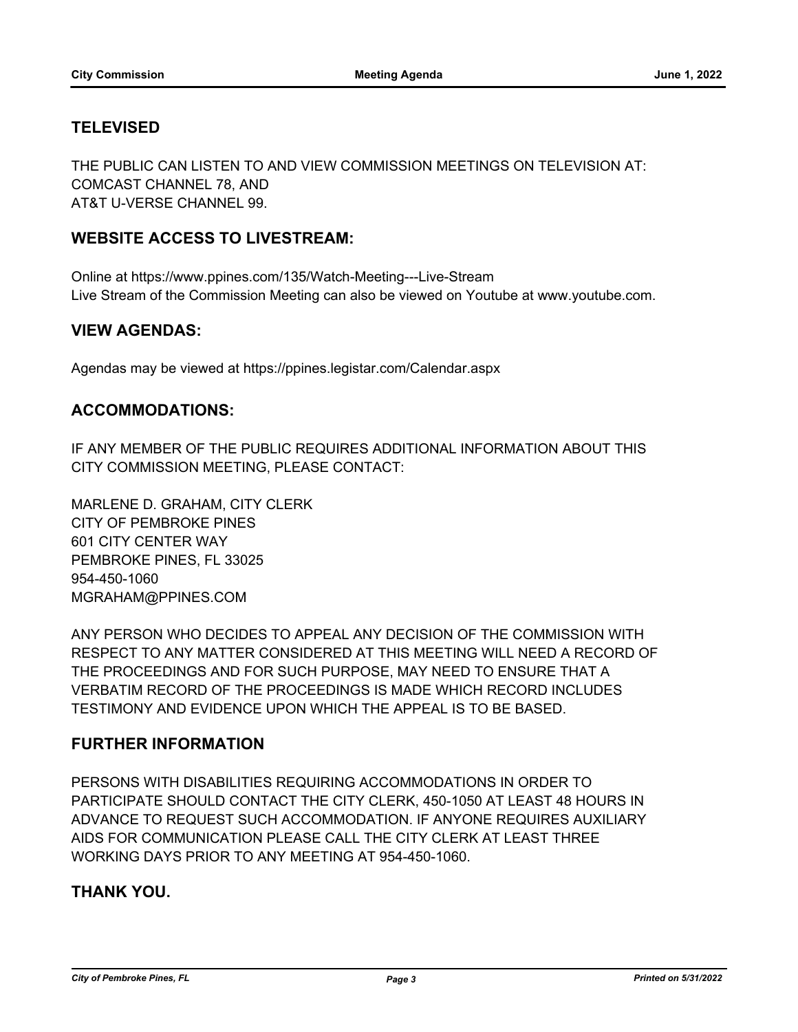## TELEVISED

THE PUBLIC CAN LISTEN TO AND VIEW COMMISSION MEETINGS ON TELEVISION AT:
COMCAST CHANNEL 78, AND
AT&T U-VERSE CHANNEL 99.

## WEBSITE ACCESS TO LIVESTREAM:

Online at https://www.ppines.com/135/Watch-Meeting---Live-Stream
Live Stream of the Commission Meeting can also be viewed on Youtube at www.youtube.com.

## VIEW AGENDAS:

Agendas may be viewed at https://ppines.legistar.com/Calendar.aspx

## ACCOMMODATIONS:

IF ANY MEMBER OF THE PUBLIC REQUIRES ADDITIONAL INFORMATION ABOUT THIS CITY COMMISSION MEETING, PLEASE CONTACT:

MARLENE D. GRAHAM, CITY CLERK
CITY OF PEMBROKE PINES
601 CITY CENTER WAY
PEMBROKE PINES, FL 33025
954-450-1060
MGRAHAM@PPINES.COM

ANY PERSON WHO DECIDES TO APPEAL ANY DECISION OF THE COMMISSION WITH RESPECT TO ANY MATTER CONSIDERED AT THIS MEETING WILL NEED A RECORD OF THE PROCEEDINGS AND FOR SUCH PURPOSE, MAY NEED TO ENSURE THAT A VERBATIM RECORD OF THE PROCEEDINGS IS MADE WHICH RECORD INCLUDES TESTIMONY AND EVIDENCE UPON WHICH THE APPEAL IS TO BE BASED.

## FURTHER INFORMATION

PERSONS WITH DISABILITIES REQUIRING ACCOMMODATIONS IN ORDER TO PARTICIPATE SHOULD CONTACT THE CITY CLERK, 450-1050 AT LEAST 48 HOURS IN ADVANCE TO REQUEST SUCH ACCOMMODATION. IF ANYONE REQUIRES AUXILIARY AIDS FOR COMMUNICATION PLEASE CALL THE CITY CLERK AT LEAST THREE WORKING DAYS PRIOR TO ANY MEETING AT 954-450-1060.

## THANK YOU.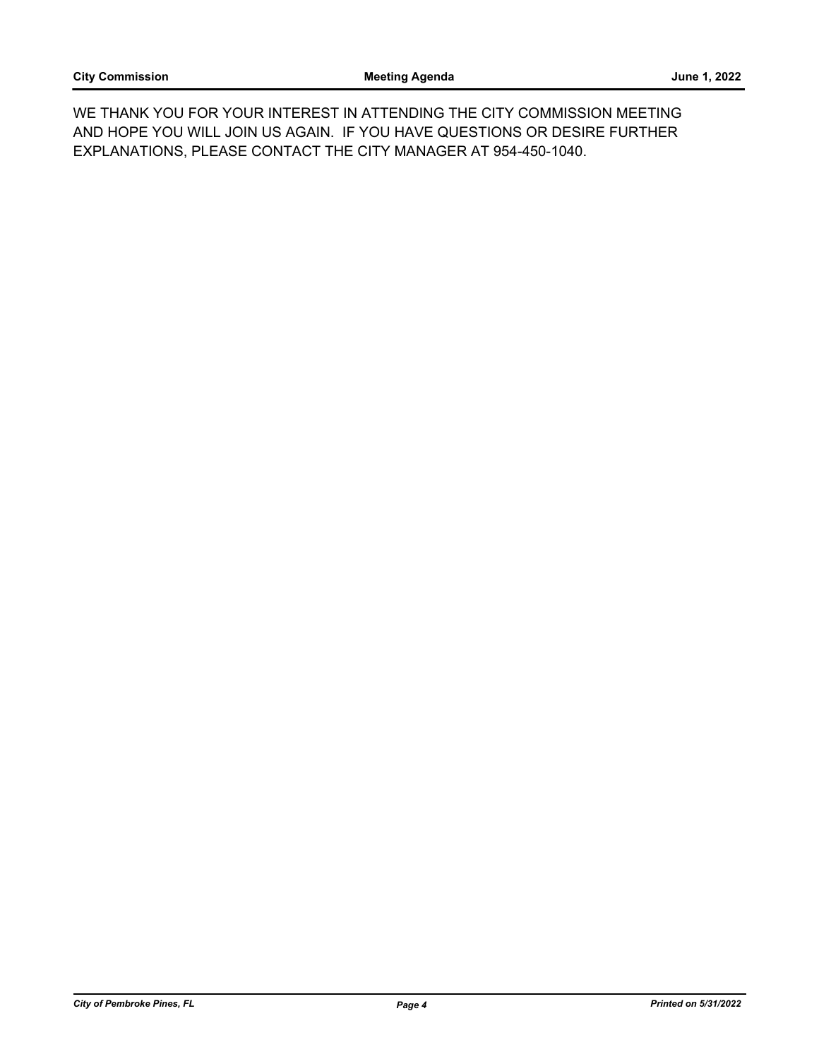WE THANK YOU FOR YOUR INTEREST IN ATTENDING THE CITY COMMISSION MEETING AND HOPE YOU WILL JOIN US AGAIN. IF YOU HAVE QUESTIONS OR DESIRE FURTHER EXPLANATIONS, PLEASE CONTACT THE CITY MANAGER AT 954-450-1040.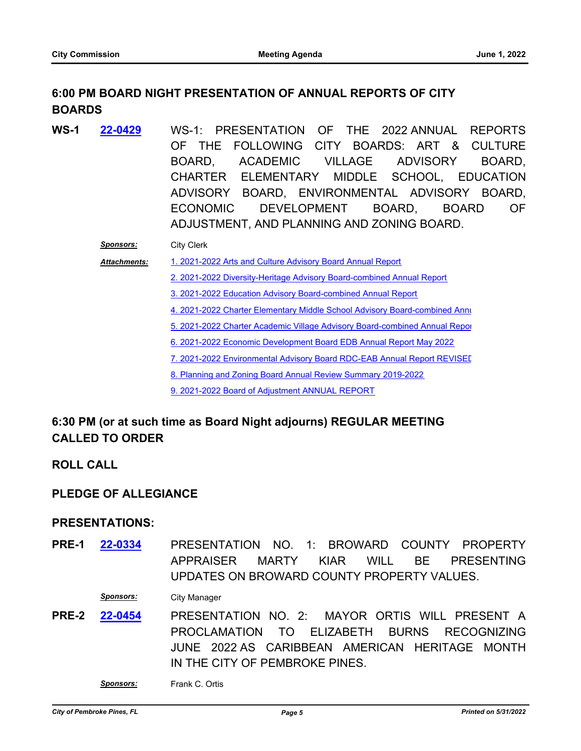## 6:00 PM BOARD NIGHT PRESENTATION OF ANNUAL REPORTS OF CITY BOARDS

**WS-1** **22-0429** WS-1: PRESENTATION OF THE 2022 ANNUAL REPORTS OF THE FOLLOWING CITY BOARDS: ART & CULTURE BOARD, ACADEMIC VILLAGE ADVISORY BOARD, CHARTER ELEMENTARY MIDDLE SCHOOL, EDUCATION ADVISORY BOARD, ENVIRONMENTAL ADVISORY BOARD, ECONOMIC DEVELOPMENT BOARD, BOARD OF ADJUSTMENT, AND PLANNING AND ZONING BOARD.

***Sponsors:*** City Clerk

***Attachments:***
1. 2021-2022 Arts and Culture Advisory Board Annual Report
2. 2021-2022 Diversity-Heritage Advisory Board-combined Annual Report
3. 2021-2022 Education Advisory Board-combined Annual Report
4. 2021-2022 Charter Elementary Middle School Advisory Board-combined Annu
5. 2021-2022 Charter Academic Village Advisory Board-combined Annual Repor
6. 2021-2022 Economic Development Board EDB Annual Report May 2022
7. 2021-2022 Environmental Advisory Board RDC-EAB Annual Report REVISED
8. Planning and Zoning Board Annual Review Summary 2019-2022
9. 2021-2022 Board of Adjustment ANNUAL REPORT

## 6:30 PM (or at such time as Board Night adjourns) REGULAR MEETING CALLED TO ORDER

## ROLL CALL

## PLEDGE OF ALLEGIANCE

## PRESENTATIONS:

**PRE-1** **22-0334** PRESENTATION NO. 1: BROWARD COUNTY PROPERTY APPRAISER MARTY KIAR WILL BE PRESENTING UPDATES ON BROWARD COUNTY PROPERTY VALUES.

***Sponsors:*** City Manager

**PRE-2** **22-0454** PRESENTATION NO. 2: MAYOR ORTIS WILL PRESENT A PROCLAMATION TO ELIZABETH BURNS RECOGNIZING JUNE 2022 AS CARIBBEAN AMERICAN HERITAGE MONTH IN THE CITY OF PEMBROKE PINES.

***Sponsors:*** Frank C. Ortis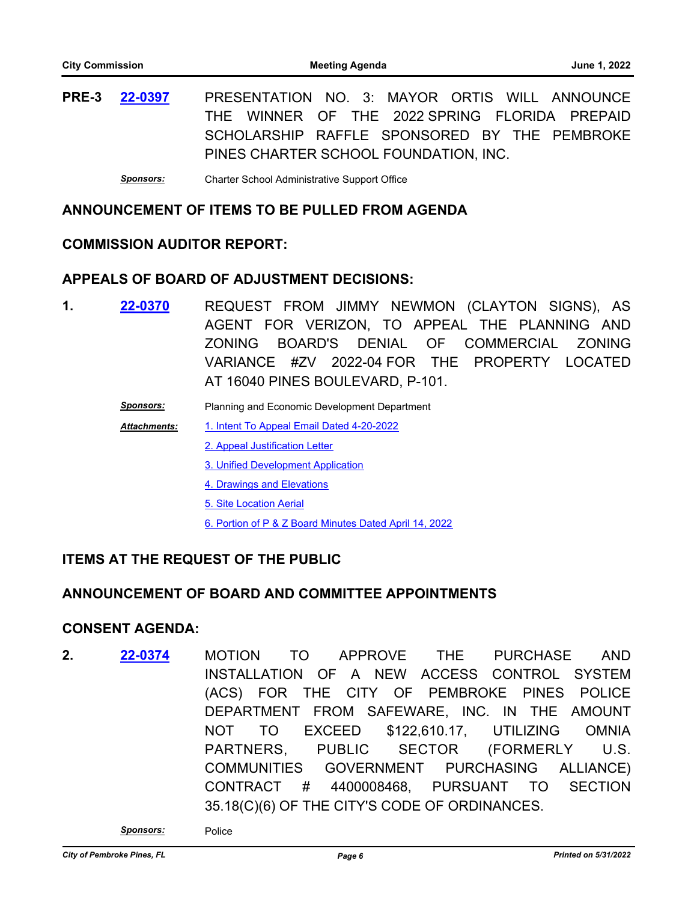**PRE-3** **22-0397** PRESENTATION NO. 3: MAYOR ORTIS WILL ANNOUNCE THE WINNER OF THE 2022 SPRING FLORIDA PREPAID SCHOLARSHIP RAFFLE SPONSORED BY THE PEMBROKE PINES CHARTER SCHOOL FOUNDATION, INC.

***Sponsors:*** Charter School Administrative Support Office

## ANNOUNCEMENT OF ITEMS TO BE PULLED FROM AGENDA

## COMMISSION AUDITOR REPORT:

## APPEALS OF BOARD OF ADJUSTMENT DECISIONS:

**1.** **22-0370** REQUEST FROM JIMMY NEWMON (CLAYTON SIGNS), AS AGENT FOR VERIZON, TO APPEAL THE PLANNING AND ZONING BOARD'S DENIAL OF COMMERCIAL ZONING VARIANCE #ZV 2022-04 FOR THE PROPERTY LOCATED AT 16040 PINES BOULEVARD, P-101.

***Sponsors:*** Planning and Economic Development Department

***Attachments:*** 1. Intent To Appeal Email Dated 4-20-2022
2. Appeal Justification Letter
3. Unified Development Application
4. Drawings and Elevations
5. Site Location Aerial
6. Portion of P & Z Board Minutes Dated April 14, 2022

## ITEMS AT THE REQUEST OF THE PUBLIC

## ANNOUNCEMENT OF BOARD AND COMMITTEE APPOINTMENTS

## CONSENT AGENDA:

**2.** **22-0374** MOTION TO APPROVE THE PURCHASE AND INSTALLATION OF A NEW ACCESS CONTROL SYSTEM (ACS) FOR THE CITY OF PEMBROKE PINES POLICE DEPARTMENT FROM SAFEWARE, INC. IN THE AMOUNT NOT TO EXCEED $122,610.17, UTILIZING OMNIA PARTNERS, PUBLIC SECTOR (FORMERLY U.S. COMMUNITIES GOVERNMENT PURCHASING ALLIANCE) CONTRACT # 4400008468, PURSUANT TO SECTION 35.18(C)(6) OF THE CITY'S CODE OF ORDINANCES.

***Sponsors:*** Police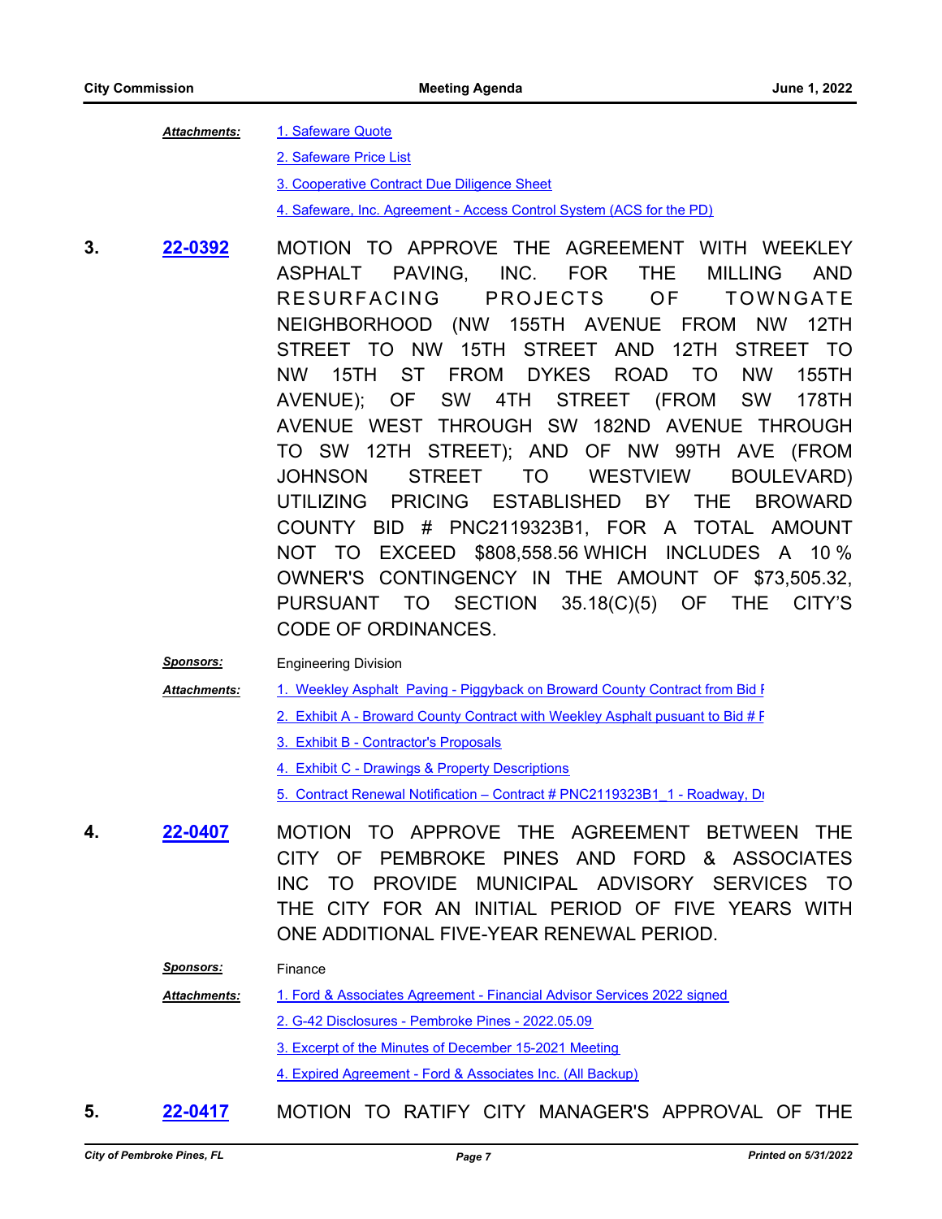***Attachments:***

1. Safeware Quote
2. Safeware Price List
3. Cooperative Contract Due Diligence Sheet
4. Safeware, Inc. Agreement - Access Control System (ACS for the PD)

**3.** **22-0392** MOTION TO APPROVE THE AGREEMENT WITH WEEKLEY ASPHALT PAVING, INC. FOR THE MILLING AND RESURFACING PROJECTS OF TOWNGATE NEIGHBORHOOD (NW 155TH AVENUE FROM NW 12TH STREET TO NW 15TH STREET AND 12TH STREET TO NW 15TH ST FROM DYKES ROAD TO NW 155TH AVENUE); OF SW 4TH STREET (FROM SW 178TH AVENUE WEST THROUGH SW 182ND AVENUE THROUGH TO SW 12TH STREET); AND OF NW 99TH AVE (FROM JOHNSON STREET TO WESTVIEW BOULEVARD) UTILIZING PRICING ESTABLISHED BY THE BROWARD COUNTY BID # PNC2119323B1, FOR A TOTAL AMOUNT NOT TO EXCEED $808,558.56 WHICH INCLUDES A 10 % OWNER'S CONTINGENCY IN THE AMOUNT OF $73,505.32, PURSUANT TO SECTION 35.18(C)(5) OF THE CITY'S CODE OF ORDINANCES.

***Sponsors:*** Engineering Division

***Attachments:***

1. Weekley Asphalt Paving - Piggyback on Broward County Contract from Bid F
2. Exhibit A - Broward County Contract with Weekley Asphalt pusuant to Bid # F
3. Exhibit B - Contractor's Proposals
4. Exhibit C - Drawings & Property Descriptions
5. Contract Renewal Notification – Contract # PNC2119323B1_1 - Roadway, Dı

**4.** **22-0407** MOTION TO APPROVE THE AGREEMENT BETWEEN THE CITY OF PEMBROKE PINES AND FORD & ASSOCIATES INC TO PROVIDE MUNICIPAL ADVISORY SERVICES TO THE CITY FOR AN INITIAL PERIOD OF FIVE YEARS WITH ONE ADDITIONAL FIVE-YEAR RENEWAL PERIOD.

***Sponsors:*** Finance

***Attachments:***

1. Ford & Associates Agreement - Financial Advisor Services 2022 signed
2. G-42 Disclosures - Pembroke Pines - 2022.05.09
3. Excerpt of the Minutes of December 15-2021 Meeting
4. Expired Agreement - Ford & Associates Inc. (All Backup)

**5.** **22-0417** MOTION TO RATIFY CITY MANAGER'S APPROVAL OF THE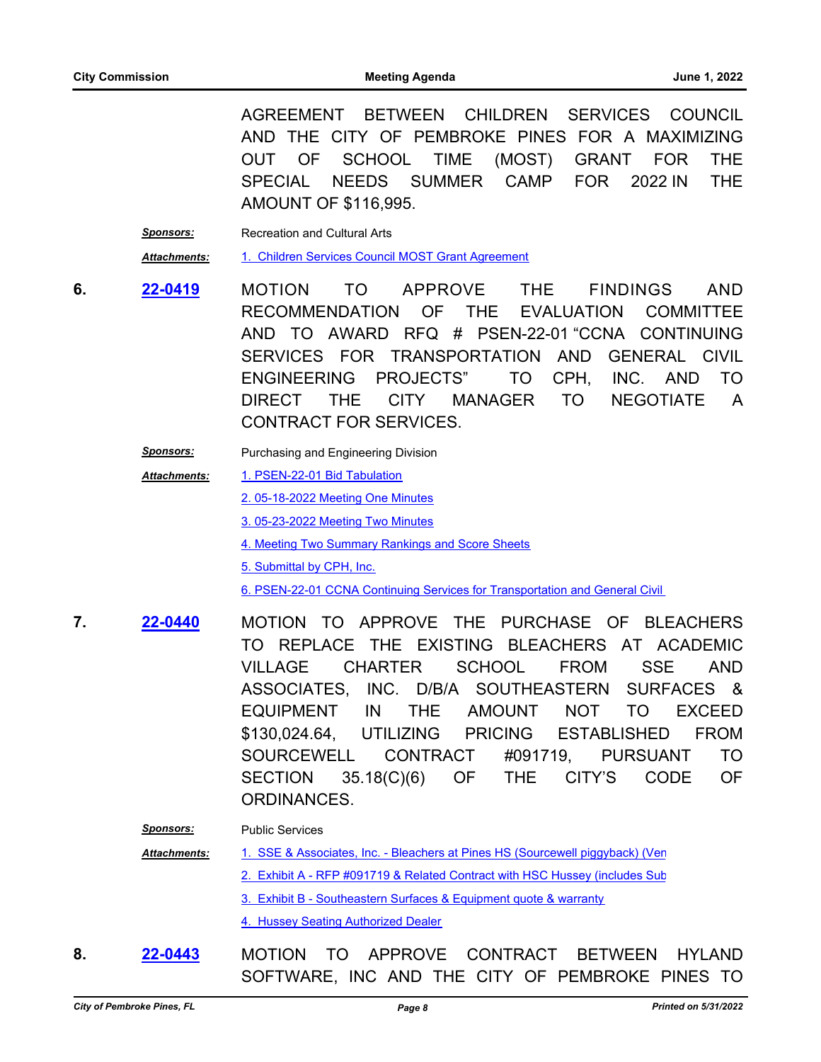AGREEMENT BETWEEN CHILDREN SERVICES COUNCIL AND THE CITY OF PEMBROKE PINES FOR A MAXIMIZING OUT OF SCHOOL TIME (MOST) GRANT FOR THE SPECIAL NEEDS SUMMER CAMP FOR 2022 IN THE AMOUNT OF $116,995.

***Sponsors:*** Recreation and Cultural Arts

***Attachments:*** 1. Children Services Council MOST Grant Agreement

**6.** **22-0419** MOTION TO APPROVE THE FINDINGS AND RECOMMENDATION OF THE EVALUATION COMMITTEE AND TO AWARD RFQ # PSEN-22-01 "CCNA CONTINUING SERVICES FOR TRANSPORTATION AND GENERAL CIVIL ENGINEERING PROJECTS" TO CPH, INC. AND TO DIRECT THE CITY MANAGER TO NEGOTIATE A CONTRACT FOR SERVICES.

***Sponsors:*** Purchasing and Engineering Division

***Attachments:***
1. PSEN-22-01 Bid Tabulation
2. 05-18-2022 Meeting One Minutes
3. 05-23-2022 Meeting Two Minutes
4. Meeting Two Summary Rankings and Score Sheets
5. Submittal by CPH, Inc.
6. PSEN-22-01 CCNA Continuing Services for Transportation and General Civil

**7.** **22-0440** MOTION TO APPROVE THE PURCHASE OF BLEACHERS TO REPLACE THE EXISTING BLEACHERS AT ACADEMIC VILLAGE CHARTER SCHOOL FROM SSE AND ASSOCIATES, INC. D/B/A SOUTHEASTERN SURFACES & EQUIPMENT IN THE AMOUNT NOT TO EXCEED $130,024.64, UTILIZING PRICING ESTABLISHED FROM SOURCEWELL CONTRACT #091719, PURSUANT TO SECTION 35.18(C)(6) OF THE CITY'S CODE OF ORDINANCES.

***Sponsors:*** Public Services

***Attachments:***
1. SSE & Associates, Inc. - Bleachers at Pines HS (Sourcewell piggyback) (Ven
2. Exhibit A - RFP #091719 & Related Contract with HSC Hussey (includes Sub
3. Exhibit B - Southeastern Surfaces & Equipment quote & warranty
4. Hussey Seating Authorized Dealer

**8.** **22-0443** MOTION TO APPROVE CONTRACT BETWEEN HYLAND SOFTWARE, INC AND THE CITY OF PEMBROKE PINES TO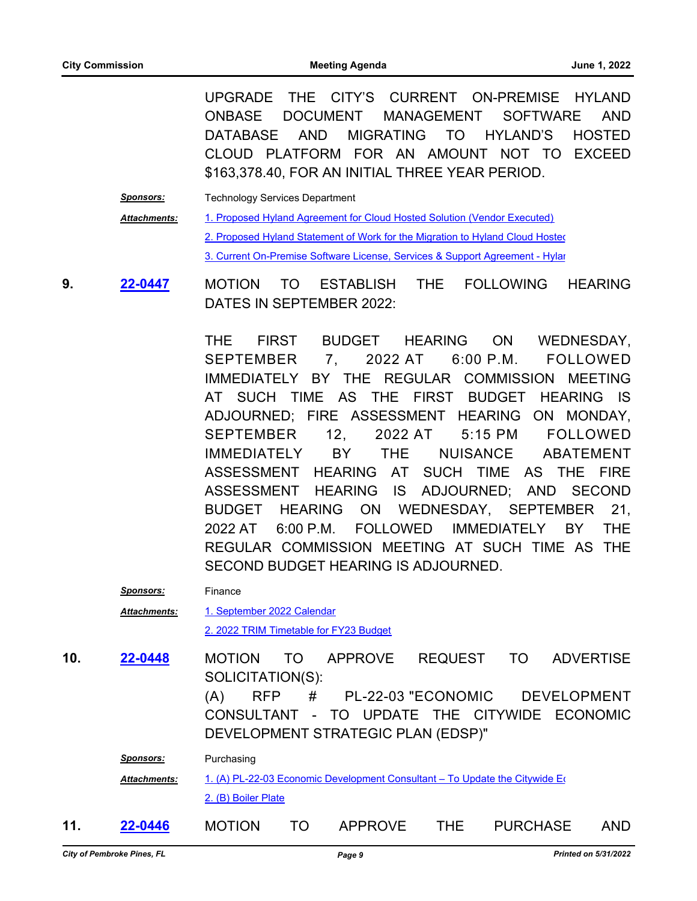UPGRADE THE CITY'S CURRENT ON-PREMISE HYLAND ONBASE DOCUMENT MANAGEMENT SOFTWARE AND DATABASE AND MIGRATING TO HYLAND'S HOSTED CLOUD PLATFORM FOR AN AMOUNT NOT TO EXCEED $163,378.40, FOR AN INITIAL THREE YEAR PERIOD.

***Sponsors:*** Technology Services Department

***Attachments:*** 1. Proposed Hyland Agreement for Cloud Hosted Solution (Vendor Executed)
2. Proposed Hyland Statement of Work for the Migration to Hyland Cloud Hostec
3. Current On-Premise Software License, Services & Support Agreement - Hylar

**9.** **22-0447** MOTION TO ESTABLISH THE FOLLOWING HEARING DATES IN SEPTEMBER 2022:

THE FIRST BUDGET HEARING ON WEDNESDAY, SEPTEMBER 7, 2022 AT 6:00 P.M. FOLLOWED IMMEDIATELY BY THE REGULAR COMMISSION MEETING AT SUCH TIME AS THE FIRST BUDGET HEARING IS ADJOURNED; FIRE ASSESSMENT HEARING ON MONDAY, SEPTEMBER 12, 2022 AT 5:15 PM FOLLOWED IMMEDIATELY BY THE NUISANCE ABATEMENT ASSESSMENT HEARING AT SUCH TIME AS THE FIRE ASSESSMENT HEARING IS ADJOURNED; AND SECOND BUDGET HEARING ON WEDNESDAY, SEPTEMBER 21, 2022 AT 6:00 P.M. FOLLOWED IMMEDIATELY BY THE REGULAR COMMISSION MEETING AT SUCH TIME AS THE SECOND BUDGET HEARING IS ADJOURNED.

***Sponsors:*** Finance

***Attachments:*** 1. September 2022 Calendar
2. 2022 TRIM Timetable for FY23 Budget

**10.** **22-0448** MOTION TO APPROVE REQUEST TO ADVERTISE SOLICITATION(S):
(A) RFP # PL-22-03 "ECONOMIC DEVELOPMENT CONSULTANT - TO UPDATE THE CITYWIDE ECONOMIC DEVELOPMENT STRATEGIC PLAN (EDSP)"

***Sponsors:*** Purchasing

***Attachments:*** 1. (A) PL-22-03 Economic Development Consultant – To Update the Citywide Ec
2. (B) Boiler Plate

**11.** **22-0446** MOTION TO APPROVE THE PURCHASE AND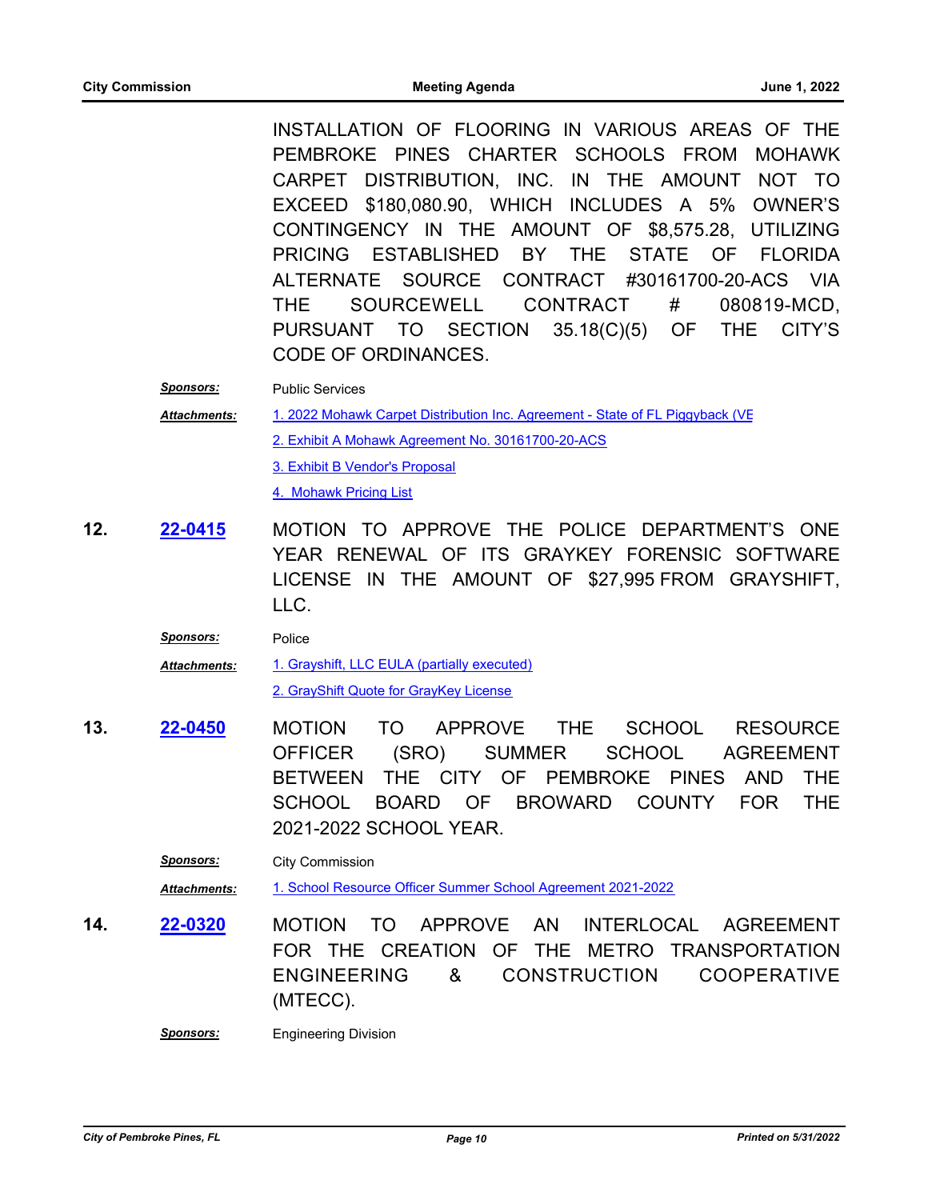INSTALLATION OF FLOORING IN VARIOUS AREAS OF THE PEMBROKE PINES CHARTER SCHOOLS FROM MOHAWK CARPET DISTRIBUTION, INC. IN THE AMOUNT NOT TO EXCEED $180,080.90, WHICH INCLUDES A 5% OWNER'S CONTINGENCY IN THE AMOUNT OF $8,575.28, UTILIZING PRICING ESTABLISHED BY THE STATE OF FLORIDA ALTERNATE SOURCE CONTRACT #30161700-20-ACS VIA THE SOURCEWELL CONTRACT # 080819-MCD, PURSUANT TO SECTION 35.18(C)(5) OF THE CITY'S CODE OF ORDINANCES.

***Sponsors:*** Public Services

***Attachments:*** 1. 2022 Mohawk Carpet Distribution Inc. Agreement - State of FL Piggyback (VE
2. Exhibit A Mohawk Agreement No. 30161700-20-ACS
3. Exhibit B Vendor's Proposal
4. Mohawk Pricing List

**12.** **22-0415** MOTION TO APPROVE THE POLICE DEPARTMENT'S ONE YEAR RENEWAL OF ITS GRAYKEY FORENSIC SOFTWARE LICENSE IN THE AMOUNT OF $27,995 FROM GRAYSHIFT, LLC.

***Sponsors:*** Police

***Attachments:*** 1. Grayshift, LLC EULA (partially executed)
2. GrayShift Quote for GrayKey License

**13.** **22-0450** MOTION TO APPROVE THE SCHOOL RESOURCE OFFICER (SRO) SUMMER SCHOOL AGREEMENT BETWEEN THE CITY OF PEMBROKE PINES AND THE SCHOOL BOARD OF BROWARD COUNTY FOR THE 2021-2022 SCHOOL YEAR.

***Sponsors:*** City Commission

***Attachments:*** 1. School Resource Officer Summer School Agreement 2021-2022

**14.** **22-0320** MOTION TO APPROVE AN INTERLOCAL AGREEMENT FOR THE CREATION OF THE METRO TRANSPORTATION ENGINEERING & CONSTRUCTION COOPERATIVE (MTECC).

***Sponsors:*** Engineering Division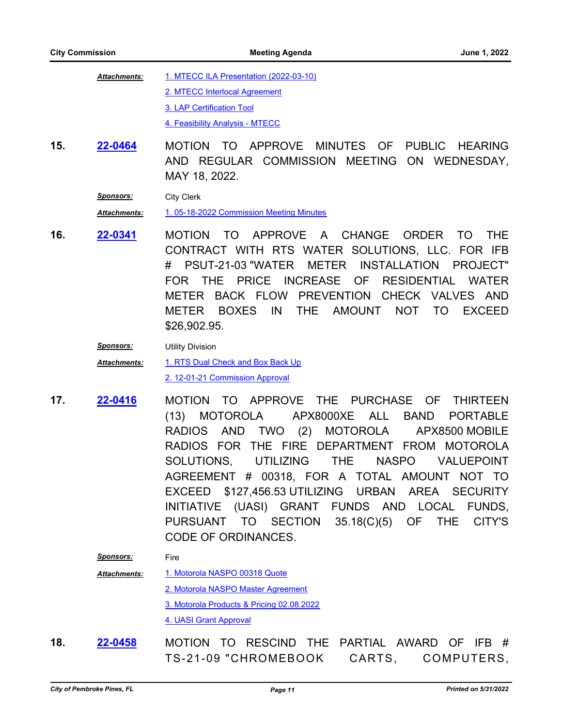***Attachments:*** 1. MTECC ILA Presentation (2022-03-10)
2. MTECC Interlocal Agreement
3. LAP Certification Tool
4. Feasibility Analysis - MTECC

**15.** **22-0464** MOTION TO APPROVE MINUTES OF PUBLIC HEARING AND REGULAR COMMISSION MEETING ON WEDNESDAY, MAY 18, 2022.

***Sponsors:*** City Clerk

***Attachments:*** 1. 05-18-2022 Commission Meeting Minutes

**16.** **22-0341** MOTION TO APPROVE A CHANGE ORDER TO THE CONTRACT WITH RTS WATER SOLUTIONS, LLC. FOR IFB # PSUT-21-03 "WATER METER INSTALLATION PROJECT" FOR THE PRICE INCREASE OF RESIDENTIAL WATER METER BACK FLOW PREVENTION CHECK VALVES AND METER BOXES IN THE AMOUNT NOT TO EXCEED $26,902.95.

***Sponsors:*** Utility Division

***Attachments:*** 1. RTS Dual Check and Box Back Up
2. 12-01-21 Commission Approval

**17.** **22-0416** MOTION TO APPROVE THE PURCHASE OF THIRTEEN (13) MOTOROLA APX8000XE ALL BAND PORTABLE RADIOS AND TWO (2) MOTOROLA APX8500 MOBILE RADIOS FOR THE FIRE DEPARTMENT FROM MOTOROLA SOLUTIONS, UTILIZING THE NASPO VALUEPOINT AGREEMENT # 00318, FOR A TOTAL AMOUNT NOT TO EXCEED $127,456.53 UTILIZING URBAN AREA SECURITY INITIATIVE (UASI) GRANT FUNDS AND LOCAL FUNDS, PURSUANT TO SECTION 35.18(C)(5) OF THE CITY'S CODE OF ORDINANCES.

***Sponsors:*** Fire

***Attachments:*** 1. Motorola NASPO 00318 Quote
2. Motorola NASPO Master Agreement
3. Motorola Products & Pricing 02.08.2022
4. UASI Grant Approval

**18.** **22-0458** MOTION TO RESCIND THE PARTIAL AWARD OF IFB # TS-21-09 "CHROMEBOOK CARTS, COMPUTERS,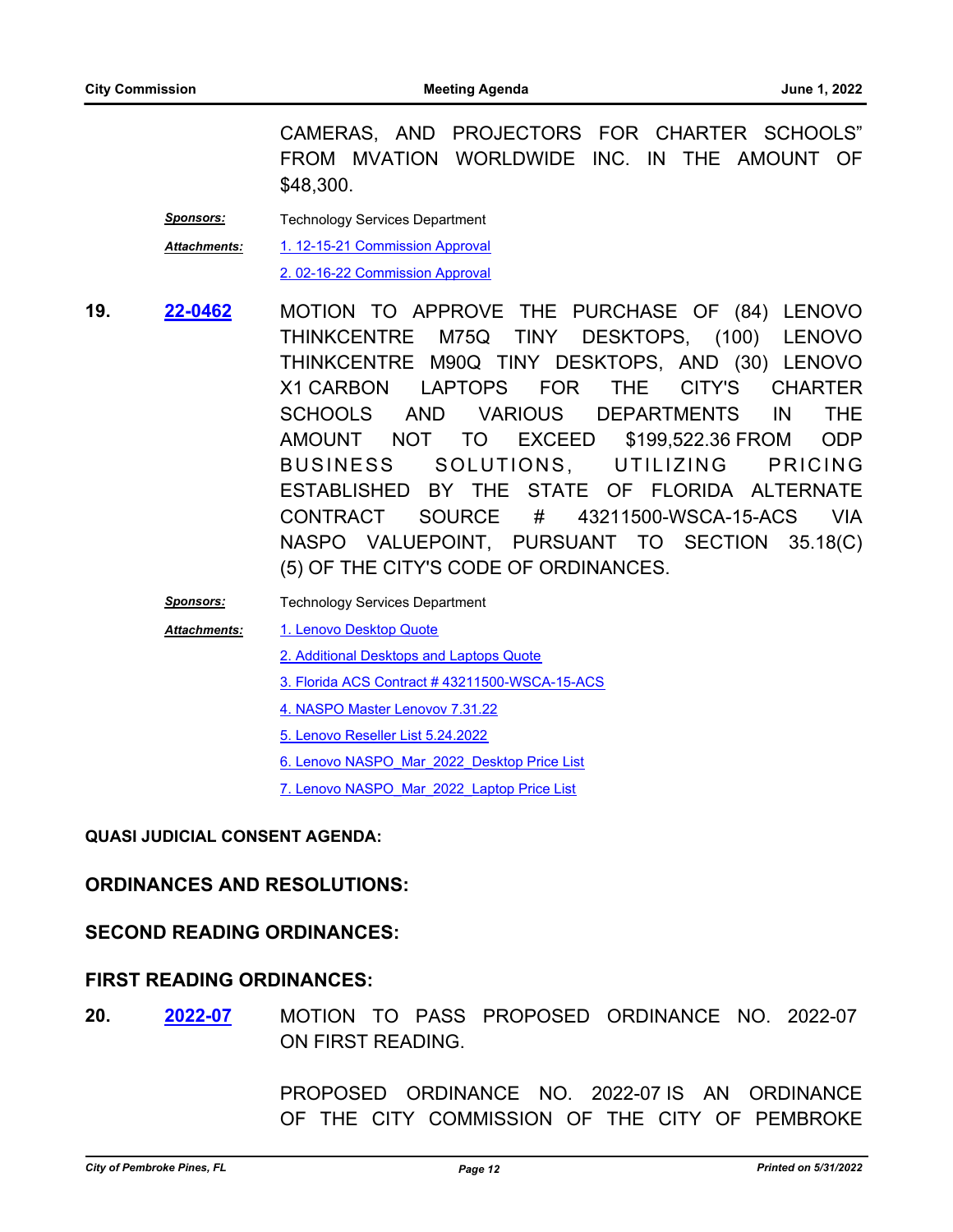CAMERAS, AND PROJECTORS FOR CHARTER SCHOOLS" FROM MVATION WORLDWIDE INC. IN THE AMOUNT OF $48,300.

***Sponsors:*** Technology Services Department

***Attachments:*** 1. 12-15-21 Commission Approval

2. 02-16-22 Commission Approval

**19.** **22-0462** MOTION TO APPROVE THE PURCHASE OF (84) LENOVO THINKCENTRE M75Q TINY DESKTOPS, (100) LENOVO THINKCENTRE M90Q TINY DESKTOPS, AND (30) LENOVO X1 CARBON LAPTOPS FOR THE CITY'S CHARTER SCHOOLS AND VARIOUS DEPARTMENTS IN THE AMOUNT NOT TO EXCEED $199,522.36 FROM ODP BUSINESS SOLUTIONS, UTILIZING PRICING ESTABLISHED BY THE STATE OF FLORIDA ALTERNATE CONTRACT SOURCE # 43211500-WSCA-15-ACS VIA NASPO VALUEPOINT, PURSUANT TO SECTION 35.18(C)(5) OF THE CITY'S CODE OF ORDINANCES.

***Sponsors:*** Technology Services Department

***Attachments:*** 1. Lenovo Desktop Quote

2. Additional Desktops and Laptops Quote

3. Florida ACS Contract # 43211500-WSCA-15-ACS

4. NASPO Master Lenovov 7.31.22

5. Lenovo Reseller List 5.24.2022

6. Lenovo NASPO_Mar_2022_Desktop Price List

7. Lenovo NASPO_Mar_2022_Laptop Price List

**QUASI JUDICIAL CONSENT AGENDA:**

## ORDINANCES AND RESOLUTIONS:

## SECOND READING ORDINANCES:

## FIRST READING ORDINANCES:

**20.** **2022-07** MOTION TO PASS PROPOSED ORDINANCE NO. 2022-07 ON FIRST READING.

PROPOSED ORDINANCE NO. 2022-07 IS AN ORDINANCE OF THE CITY COMMISSION OF THE CITY OF PEMBROKE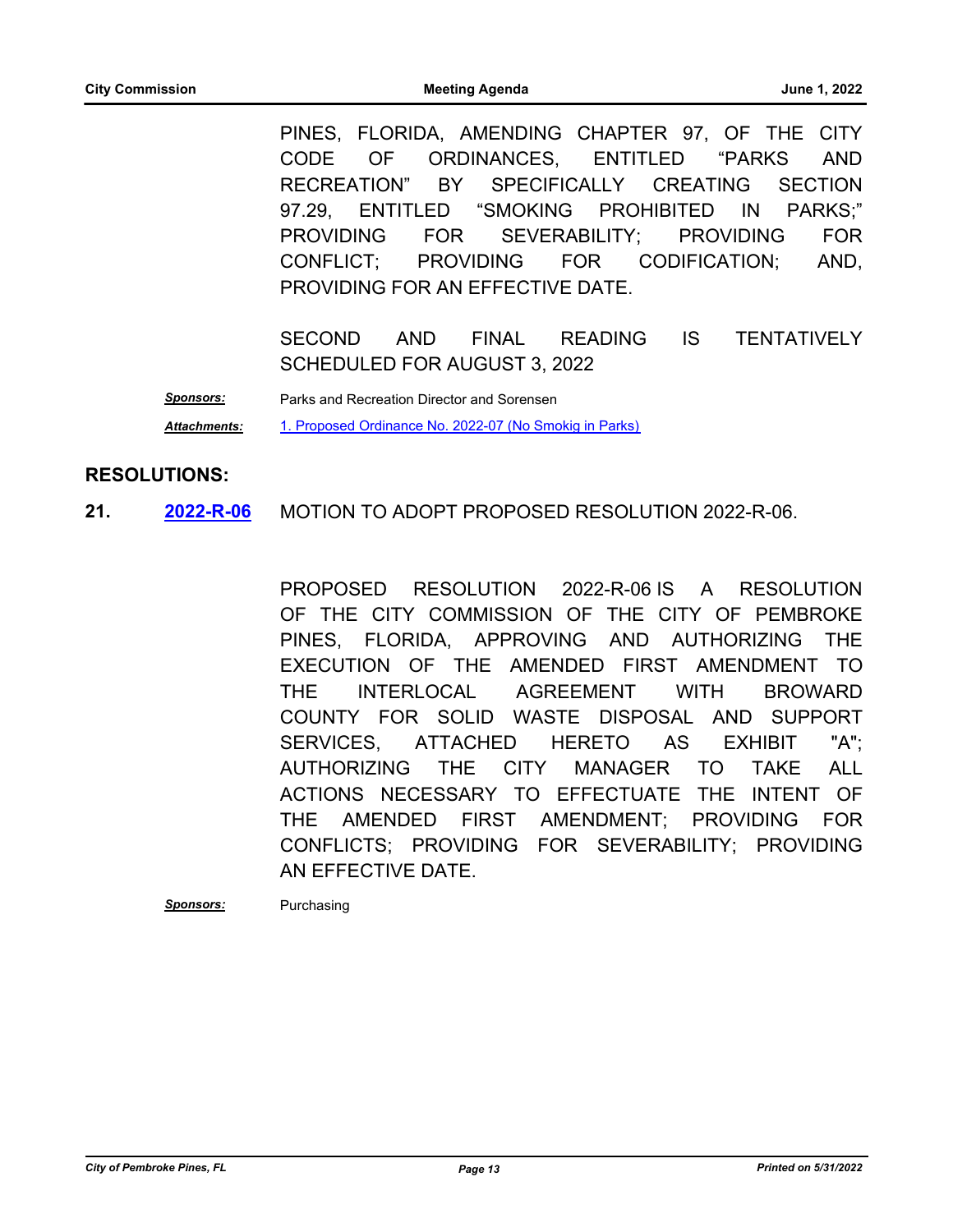PINES, FLORIDA, AMENDING CHAPTER 97, OF THE CITY CODE OF ORDINANCES, ENTITLED “PARKS AND RECREATION” BY SPECIFICALLY CREATING SECTION 97.29, ENTITLED “SMOKING PROHIBITED IN PARKS;” PROVIDING FOR SEVERABILITY; PROVIDING FOR CONFLICT; PROVIDING FOR CODIFICATION; AND, PROVIDING FOR AN EFFECTIVE DATE.

SECOND AND FINAL READING IS TENTATIVELY SCHEDULED FOR AUGUST 3, 2022

***Sponsors:*** Parks and Recreation Director and Sorensen

***Attachments:*** [1. Proposed Ordinance No. 2022-07 (No Smokig in Parks)]

## RESOLUTIONS:

**21.** **[2022-R-06]** MOTION TO ADOPT PROPOSED RESOLUTION 2022-R-06.

PROPOSED RESOLUTION 2022-R-06 IS A RESOLUTION OF THE CITY COMMISSION OF THE CITY OF PEMBROKE PINES, FLORIDA, APPROVING AND AUTHORIZING THE EXECUTION OF THE AMENDED FIRST AMENDMENT TO THE INTERLOCAL AGREEMENT WITH BROWARD COUNTY FOR SOLID WASTE DISPOSAL AND SUPPORT SERVICES, ATTACHED HERETO AS EXHIBIT "A"; AUTHORIZING THE CITY MANAGER TO TAKE ALL ACTIONS NECESSARY TO EFFECTUATE THE INTENT OF THE AMENDED FIRST AMENDMENT; PROVIDING FOR CONFLICTS; PROVIDING FOR SEVERABILITY; PROVIDING AN EFFECTIVE DATE.

***Sponsors:*** Purchasing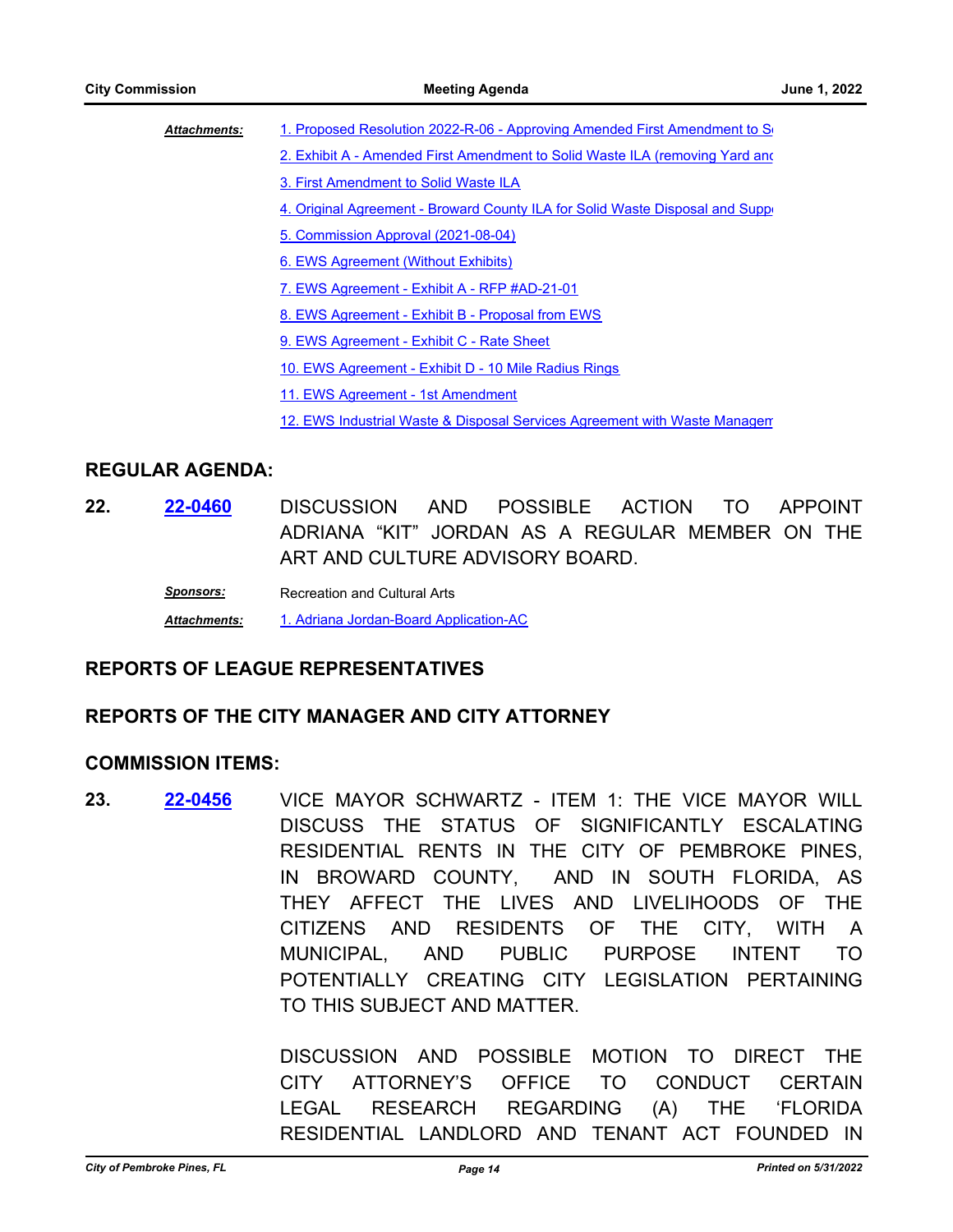*Attachments:*

1. Proposed Resolution 2022-R-06 - Approving Amended First Amendment to So
2. Exhibit A - Amended First Amendment to Solid Waste ILA (removing Yard and
3. First Amendment to Solid Waste ILA
4. Original Agreement - Broward County ILA for Solid Waste Disposal and Suppo
5. Commission Approval (2021-08-04)
6. EWS Agreement (Without Exhibits)
7. EWS Agreement - Exhibit A - RFP #AD-21-01
8. EWS Agreement - Exhibit B - Proposal from EWS
9. EWS Agreement - Exhibit C - Rate Sheet
10. EWS Agreement - Exhibit D - 10 Mile Radius Rings
11. EWS Agreement - 1st Amendment
12. EWS Industrial Waste & Disposal Services Agreement with Waste Managem

## REGULAR AGENDA:

**22.** **22-0460** DISCUSSION AND POSSIBLE ACTION TO APPOINT ADRIANA "KIT" JORDAN AS A REGULAR MEMBER ON THE ART AND CULTURE ADVISORY BOARD.

*Sponsors:* Recreation and Cultural Arts

*Attachments:* 1. Adriana Jordan-Board Application-AC

## REPORTS OF LEAGUE REPRESENTATIVES

## REPORTS OF THE CITY MANAGER AND CITY ATTORNEY

## COMMISSION ITEMS:

**23.** **22-0456** VICE MAYOR SCHWARTZ - ITEM 1: THE VICE MAYOR WILL DISCUSS THE STATUS OF SIGNIFICANTLY ESCALATING RESIDENTIAL RENTS IN THE CITY OF PEMBROKE PINES, IN BROWARD COUNTY, AND IN SOUTH FLORIDA, AS THEY AFFECT THE LIVES AND LIVELIHOODS OF THE CITIZENS AND RESIDENTS OF THE CITY, WITH A MUNICIPAL, AND PUBLIC PURPOSE INTENT TO POTENTIALLY CREATING CITY LEGISLATION PERTAINING TO THIS SUBJECT AND MATTER.

DISCUSSION AND POSSIBLE MOTION TO DIRECT THE CITY ATTORNEY'S OFFICE TO CONDUCT CERTAIN LEGAL RESEARCH REGARDING (A) THE 'FLORIDA RESIDENTIAL LANDLORD AND TENANT ACT FOUNDED IN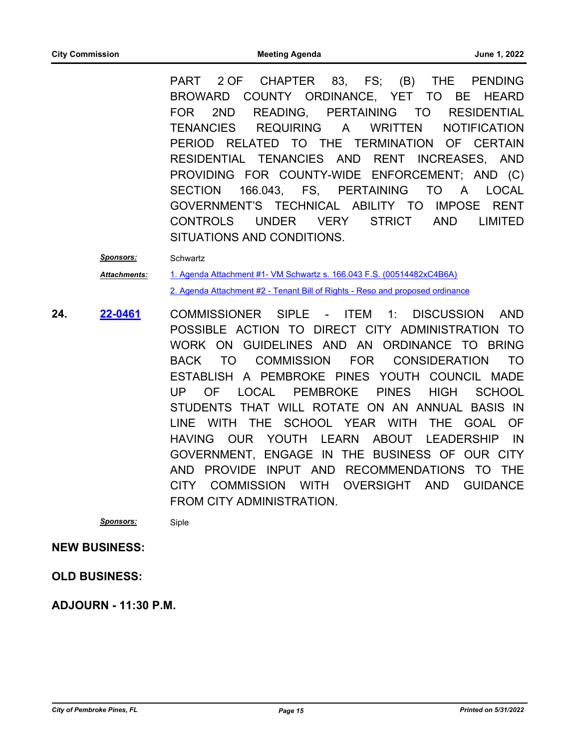PART 2 OF CHAPTER 83, FS; (B) THE PENDING BROWARD COUNTY ORDINANCE, YET TO BE HEARD FOR 2ND READING, PERTAINING TO RESIDENTIAL TENANCIES REQUIRING A WRITTEN NOTIFICATION PERIOD RELATED TO THE TERMINATION OF CERTAIN RESIDENTIAL TENANCIES AND RENT INCREASES, AND PROVIDING FOR COUNTY-WIDE ENFORCEMENT; AND (C) SECTION 166.043, FS, PERTAINING TO A LOCAL GOVERNMENT'S TECHNICAL ABILITY TO IMPOSE RENT CONTROLS UNDER VERY STRICT AND LIMITED SITUATIONS AND CONDITIONS.

***Sponsors:*** Schwartz

***Attachments:*** 1. Agenda Attachment #1- VM Schwartz s. 166.043 F.S. (00514482xC4B6A)

2. Agenda Attachment #2 - Tenant Bill of Rights - Reso and proposed ordinance

**24.** **22-0461** COMMISSIONER SIPLE - ITEM 1: DISCUSSION AND POSSIBLE ACTION TO DIRECT CITY ADMINISTRATION TO WORK ON GUIDELINES AND AN ORDINANCE TO BRING BACK TO COMMISSION FOR CONSIDERATION TO ESTABLISH A PEMBROKE PINES YOUTH COUNCIL MADE UP OF LOCAL PEMBROKE PINES HIGH SCHOOL STUDENTS THAT WILL ROTATE ON AN ANNUAL BASIS IN LINE WITH THE SCHOOL YEAR WITH THE GOAL OF HAVING OUR YOUTH LEARN ABOUT LEADERSHIP IN GOVERNMENT, ENGAGE IN THE BUSINESS OF OUR CITY AND PROVIDE INPUT AND RECOMMENDATIONS TO THE CITY COMMISSION WITH OVERSIGHT AND GUIDANCE FROM CITY ADMINISTRATION.

***Sponsors:*** Siple

**NEW BUSINESS:**

**OLD BUSINESS:**

**ADJOURN - 11:30 P.M.**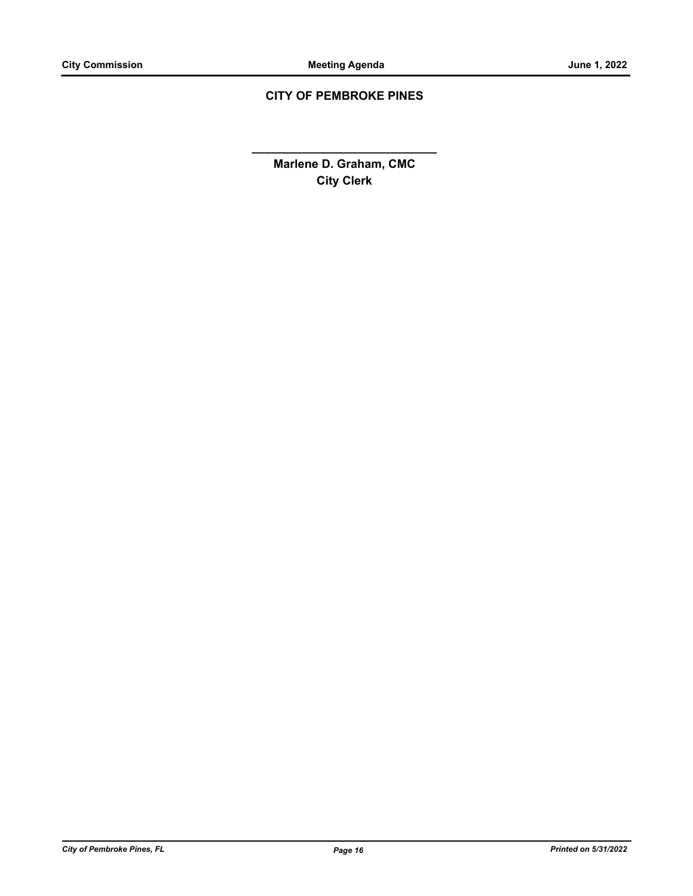**CITY OF PEMBROKE PINES**

\_\_\_\_\_\_\_\_\_\_\_\_\_\_\_\_\_\_\_\_\_\_\_\_\_\_\_\_\_\_

**Marlene D. Graham, CMC**
**City Clerk**